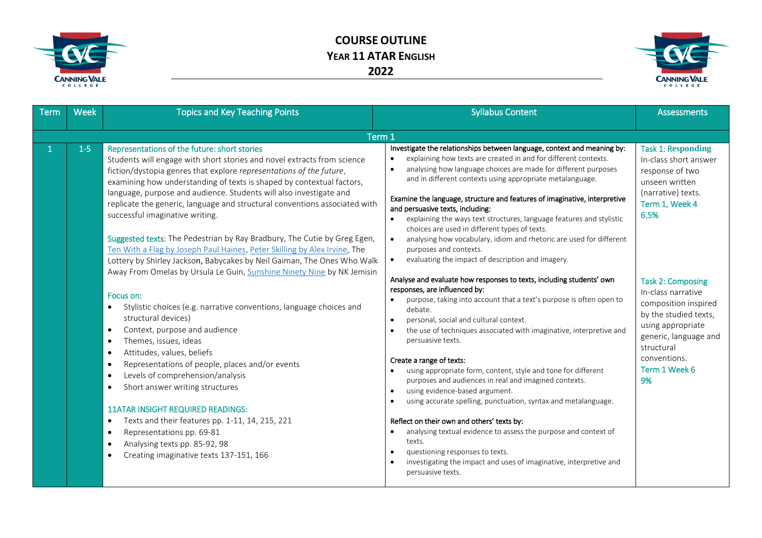# COURSE OUTLINE
## YEAR 11 ATAR ENGLISH
## 2022

| Term | Week | Topics and Key Teaching Points | Syllabus Content | Assessments |
|---|---|---|---|---|
| | | **Term 1** | | |
| 1 | 1-5 | **Representations of the future: short stories**<br>Students will engage with short stories and novel extracts from science fiction/dystopia genres that explore *representations of the future*, examining how understanding of texts is shaped by contextual factors, language, purpose and audience. Students will also investigate and replicate the generic, language and structural conventions associated with successful imaginative writing.<br><br>**Suggested texts:** The Pedestrian by Ray Bradbury, The Cutie by Greg Egen, Ten With a Flag by Joseph Paul Haines, Peter Skilling by Alex Irvine, The Lottery by Shirley Jackson, Babycakes by Neil Gaiman, The Ones Who Walk Away From Omelas by Ursula Le Guin, Sunshine Ninety Nine by NK Jemisin<br><br>**Focus on:**<br>• Stylistic choices (e.g. narrative conventions, language choices and structural devices)<br>• Context, purpose and audience<br>• Themes, issues, ideas<br>• Attitudes, values, beliefs<br>• Representations of people, places and/or events<br>• Levels of comprehension/analysis<br>• Short answer writing structures<br><br>**11ATAR INSIGHT REQUIRED READINGS:**<br>• Texts and their features pp. 1-11, 14, 215, 221<br>• Representations pp. 69-81<br>• Analysing texts pp. 85-92, 98<br>• Creating imaginative texts 137-151, 166 | Investigate the relationships between language, context and meaning by:<br>• explaining how texts are created in and for different contexts.<br>• analysing how language choices are made for different purposes and in different contexts using appropriate metalanguage.<br><br>Examine the language, structure and features of imaginative, interpretive and persuasive texts, including:<br>• explaining the ways text structures, language features and stylistic choices are used in different types of texts.<br>• analysing how vocabulary, idiom and rhetoric are used for different purposes and contexts.<br>• evaluating the impact of description and imagery.<br><br>Analyse and evaluate how responses to texts, including students' own responses, are influenced by:<br>• purpose, taking into account that a text's purpose is often open to debate.<br>• personal, social and cultural context.<br>• the use of techniques associated with imaginative, interpretive and persuasive texts.<br><br>Create a range of texts:<br>• using appropriate form, content, style and tone for different purposes and audiences in real and imagined contexts.<br>• using evidence-based argument.<br>• using accurate spelling, punctuation, syntax and metalanguage.<br><br>Reflect on their own and others' texts by:<br>• analysing textual evidence to assess the purpose and context of texts.<br>• questioning responses to texts.<br>• investigating the impact and uses of imaginative, interpretive and persuasive texts. | **Task 1: Responding**<br>In-class short answer response of two unseen written (narrative) texts.<br>**Term 1, Week 4**<br>**6.5%**<br><br>**Task 2: Composing**<br>In-class narrative composition inspired by the studied texts, using appropriate generic, language and structural conventions.<br>**Term 1 Week 6**<br>**9%** |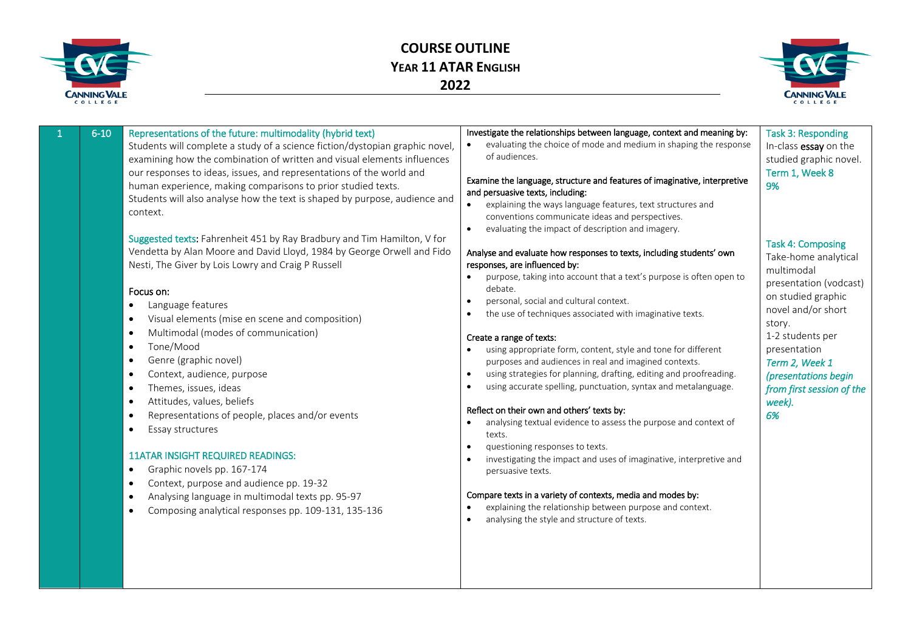# COURSE OUTLINE
## YEAR 11 ATAR ENGLISH
## 2022

| | | | | |
|---|---|---|---|---|
| 1 | 6-10 | Representations of the future: multimodality (hybrid text)<br>Students will complete a study of a science fiction/dystopian graphic novel, examining how the combination of written and visual elements influences our responses to ideas, issues, and representations of the world and human experience, making comparisons to prior studied texts.<br>Students will also analyse how the text is shaped by purpose, audience and context.<br><br>Suggested texts: Fahrenheit 451 by Ray Bradbury and Tim Hamilton, V for Vendetta by Alan Moore and David Lloyd, 1984 by George Orwell and Fido Nesti, The Giver by Lois Lowry and Craig P Russell<br><br>Focus on:<br>• Language features<br>• Visual elements (mise en scene and composition)<br>• Multimodal (modes of communication)<br>• Tone/Mood<br>• Genre (graphic novel)<br>• Context, audience, purpose<br>• Themes, issues, ideas<br>• Attitudes, values, beliefs<br>• Representations of people, places and/or events<br>• Essay structures<br><br>11ATAR INSIGHT REQUIRED READINGS:<br>• Graphic novels pp. 167-174<br>• Context, purpose and audience pp. 19-32<br>• Analysing language in multimodal texts pp. 95-97<br>• Composing analytical responses pp. 109-131, 135-136 | Investigate the relationships between language, context and meaning by:<br>• evaluating the choice of mode and medium in shaping the response of audiences.<br><br>Examine the language, structure and features of imaginative, interpretive and persuasive texts, including:<br>• explaining the ways language features, text structures and conventions communicate ideas and perspectives.<br>• evaluating the impact of description and imagery.<br><br>Analyse and evaluate how responses to texts, including students' own responses, are influenced by:<br>• purpose, taking into account that a text's purpose is often open to debate.<br>• personal, social and cultural context.<br>• the use of techniques associated with imaginative texts.<br><br>Create a range of texts:<br>• using appropriate form, content, style and tone for different purposes and audiences in real and imagined contexts.<br>• using strategies for planning, drafting, editing and proofreading.<br>• using accurate spelling, punctuation, syntax and metalanguage.<br><br>Reflect on their own and others' texts by:<br>• analysing textual evidence to assess the purpose and context of texts.<br>• questioning responses to texts.<br>• investigating the impact and uses of imaginative, interpretive and persuasive texts.<br><br>Compare texts in a variety of contexts, media and modes by:<br>• explaining the relationship between purpose and context.<br>• analysing the style and structure of texts. | Task 3: Responding<br>In-class **essay** on the studied graphic novel.<br>Term 1, Week 8<br>9%<br><br>Task 4: Composing<br>Take-home analytical multimodal presentation (vodcast) on studied graphic novel and/or short story.<br>1-2 students per presentation<br>*Term 2, Week 1 (presentations begin from first session of the week).*<br>*6%* |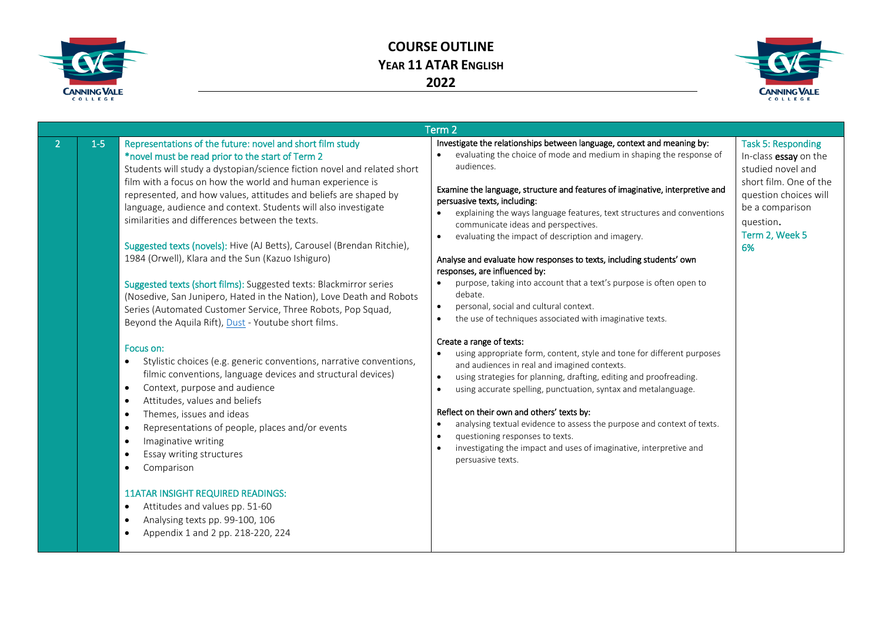# COURSE OUTLINE
## YEAR 11 ATAR ENGLISH
## 2022

| Term 2 | | | | |
|---|---|---|---|---|
| 2 | 1-5 | **Representations of the future: novel and short film study**<br>*novel must be read prior to the start of Term 2<br>Students will study a dystopian/science fiction novel and related short film with a focus on how the world and human experience is represented, and how values, attitudes and beliefs are shaped by language, audience and context. Students will also investigate similarities and differences between the texts.<br><br>Suggested texts (novels): Hive (AJ Betts), Carousel (Brendan Ritchie), 1984 (Orwell), Klara and the Sun (Kazuo Ishiguro)<br><br>Suggested texts (short films): Suggested texts: Blackmirror series (Nosedive, San Junipero, Hated in the Nation), Love Death and Robots Series (Automated Customer Service, Three Robots, Pop Squad, Beyond the Aquila Rift), Dust - Youtube short films.<br><br>Focus on:<br>• Stylistic choices (e.g. generic conventions, narrative conventions, filmic conventions, language devices and structural devices)<br>• Context, purpose and audience<br>• Attitudes, values and beliefs<br>• Themes, issues and ideas<br>• Representations of people, places and/or events<br>• Imaginative writing<br>• Essay writing structures<br>• Comparison<br><br>11ATAR INSIGHT REQUIRED READINGS:<br>• Attitudes and values pp. 51-60<br>• Analysing texts pp. 99-100, 106<br>• Appendix 1 and 2 pp. 218-220, 224 | Investigate the relationships between language, context and meaning by:<br>• evaluating the choice of mode and medium in shaping the response of audiences.<br><br>Examine the language, structure and features of imaginative, interpretive and persuasive texts, including:<br>• explaining the ways language features, text structures and conventions communicate ideas and perspectives.<br>• evaluating the impact of description and imagery.<br><br>Analyse and evaluate how responses to texts, including students' own responses, are influenced by:<br>• purpose, taking into account that a text's purpose is often open to debate.<br>• personal, social and cultural context.<br>• the use of techniques associated with imaginative texts.<br><br>Create a range of texts:<br>• using appropriate form, content, style and tone for different purposes and audiences in real and imagined contexts.<br>• using strategies for planning, drafting, editing and proofreading.<br>• using accurate spelling, punctuation, syntax and metalanguage.<br><br>Reflect on their own and others' texts by:<br>• analysing textual evidence to assess the purpose and context of texts.<br>• questioning responses to texts.<br>• investigating the impact and uses of imaginative, interpretive and persuasive texts. | **Task 5: Responding**<br>In-class **essay** on the studied novel and short film. One of the question choices will be a comparison question.<br>**Term 2, Week 5**<br>**6%** |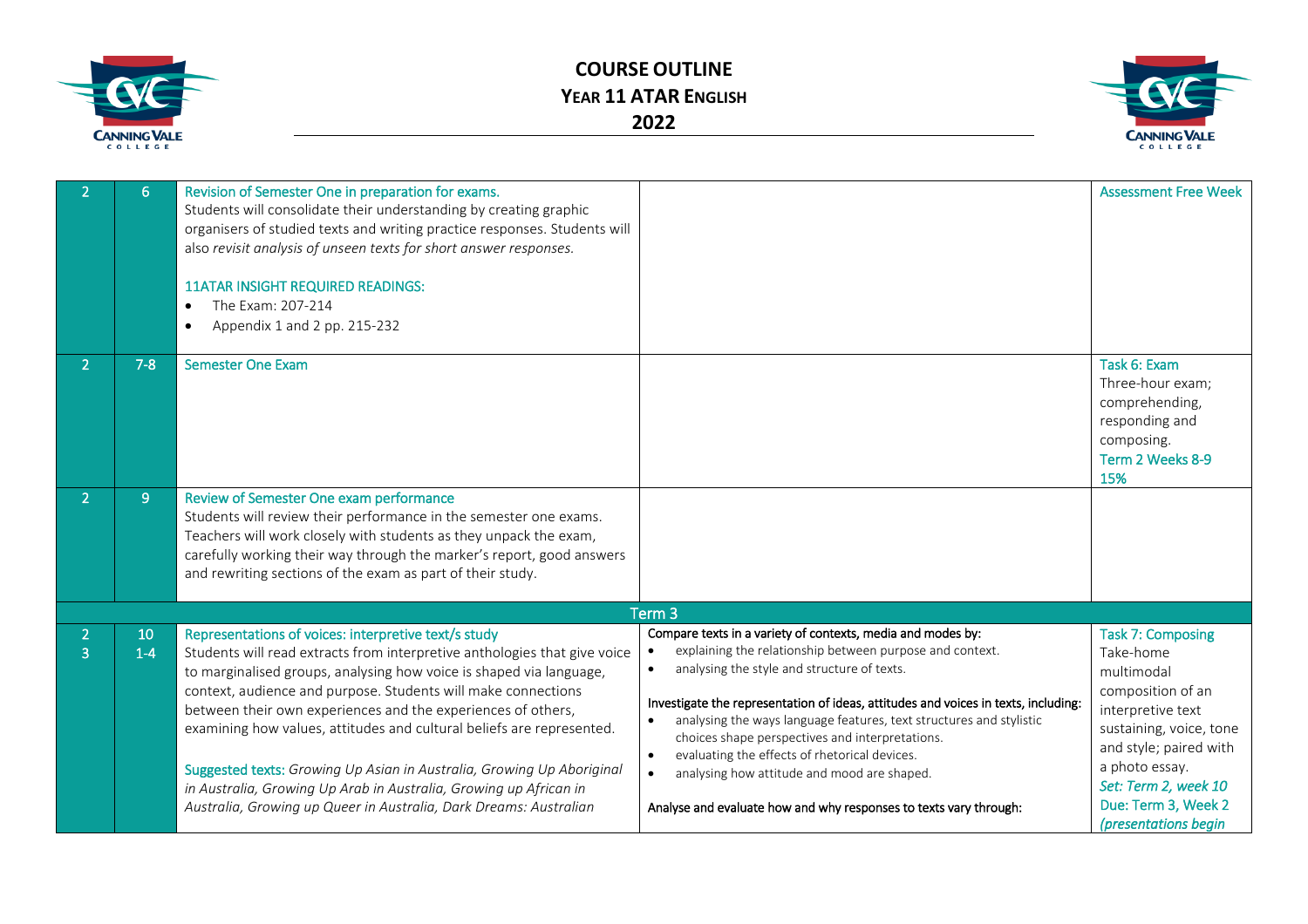# COURSE OUTLINE

## YEAR 11 ATAR ENGLISH

## 2022

| Term | Week | Content | Syllabus | Assessment |
|---|---|---|---|---|
| 2 | 6 | Revision of Semester One in preparation for exams.<br>Students will consolidate their understanding by creating graphic organisers of studied texts and writing practice responses. Students will also *revisit analysis of unseen texts for short answer responses.*<br><br>11ATAR INSIGHT REQUIRED READINGS:<br>• The Exam: 207-214<br>• Appendix 1 and 2 pp. 215-232 | | Assessment Free Week |
| 2 | 7-8 | Semester One Exam | | Task 6: Exam<br>Three-hour exam; comprehending, responding and composing.<br>Term 2 Weeks 8-9<br>15% |
| 2 | 9 | Review of Semester One exam performance<br>Students will review their performance in the semester one exams. Teachers will work closely with students as they unpack the exam, carefully working their way through the marker's report, good answers and rewriting sections of the exam as part of their study. | | |
| **Term 3** | | | | |
| 2<br>3 | 10<br>1-4 | Representations of voices: interpretive text/s study<br>Students will read extracts from interpretive anthologies that give voice to marginalised groups, analysing how voice is shaped via language, context, audience and purpose. Students will make connections between their own experiences and the experiences of others, examining how values, attitudes and cultural beliefs are represented.<br><br>Suggested texts: *Growing Up Asian in Australia, Growing Up Aboriginal in Australia, Growing Up Arab in Australia, Growing up African in Australia, Growing up Queer in Australia, Dark Dreams: Australian* | Compare texts in a variety of contexts, media and modes by:<br>• explaining the relationship between purpose and context.<br>• analysing the style and structure of texts.<br><br>Investigate the representation of ideas, attitudes and voices in texts, including:<br>• analysing the ways language features, text structures and stylistic choices shape perspectives and interpretations.<br>• evaluating the effects of rhetorical devices.<br>• analysing how attitude and mood are shaped.<br><br>Analyse and evaluate how and why responses to texts vary through: | Task 7: Composing<br>Take-home multimodal composition of an interpretive text sustaining, voice, tone and style; paired with a photo essay.<br>*Set: Term 2, week 10*<br>Due: Term 3, Week 2<br>*(presentations begin* |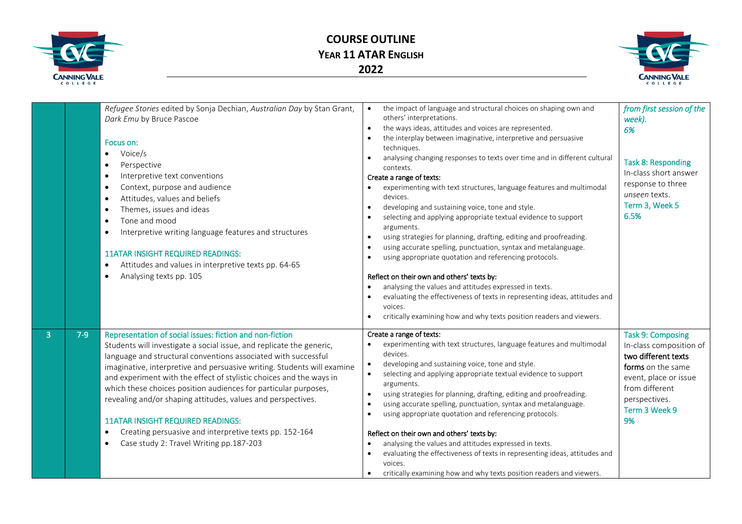# COURSE OUTLINE
## YEAR 11 ATAR ENGLISH
## 2022

| | | | | |
|---|---|---|---|---|
| | | *Refugee Stories* edited by Sonja Dechian, *Australian Day* by Stan Grant, *Dark Emu* by Bruce Pascoe<br><br>Focus on:<br>• Voice/s<br>• Perspective<br>• Interpretive text conventions<br>• Context, purpose and audience<br>• Attitudes, values and beliefs<br>• Themes, issues and ideas<br>• Tone and mood<br>• Interpretive writing language features and structures<br><br>11ATAR INSIGHT REQUIRED READINGS:<br>• Attitudes and values in interpretive texts pp. 64-65<br>• Analysing texts pp. 105 | • the impact of language and structural choices on shaping own and others' interpretations.<br>• the ways ideas, attitudes and voices are represented.<br>• the interplay between imaginative, interpretive and persuasive techniques.<br>• analysing changing responses to texts over time and in different cultural contexts.<br>Create a range of texts:<br>• experimenting with text structures, language features and multimodal devices.<br>• developing and sustaining voice, tone and style.<br>• selecting and applying appropriate textual evidence to support arguments.<br>• using strategies for planning, drafting, editing and proofreading.<br>• using accurate spelling, punctuation, syntax and metalanguage.<br>• using appropriate quotation and referencing protocols.<br><br>Reflect on their own and others' texts by:<br>• analysing the values and attitudes expressed in texts.<br>• evaluating the effectiveness of texts in representing ideas, attitudes and voices.<br>• critically examining how and why texts position readers and viewers. | *from first session of the week).*<br>*6%*<br><br>**Task 8: Responding**<br>In-class short answer response to three *unseen* texts.<br>Term 3, Week 5<br>6.5% |
| 3 | 7-9 | Representation of social issues: fiction and non-fiction<br>Students will investigate a social issue, and replicate the generic, language and structural conventions associated with successful imaginative, interpretive and persuasive writing. Students will examine and experiment with the effect of stylistic choices and the ways in which these choices position audiences for particular purposes, revealing and/or shaping attitudes, values and perspectives.<br><br>11ATAR INSIGHT REQUIRED READINGS:<br>• Creating persuasive and interpretive texts pp. 152-164<br>• Case study 2: Travel Writing pp.187-203 | Create a range of texts:<br>• experimenting with text structures, language features and multimodal devices.<br>• developing and sustaining voice, tone and style.<br>• selecting and applying appropriate textual evidence to support arguments.<br>• using strategies for planning, drafting, editing and proofreading.<br>• using accurate spelling, punctuation, syntax and metalanguage.<br>• using appropriate quotation and referencing protocols.<br><br>Reflect on their own and others' texts by:<br>• analysing the values and attitudes expressed in texts.<br>• evaluating the effectiveness of texts in representing ideas, attitudes and voices.<br>• critically examining how and why texts position readers and viewers. | **Task 9: Composing**<br>In-class composition of two different texts forms on the same event, place or issue from different perspectives.<br>Term 3 Week 9<br>9% |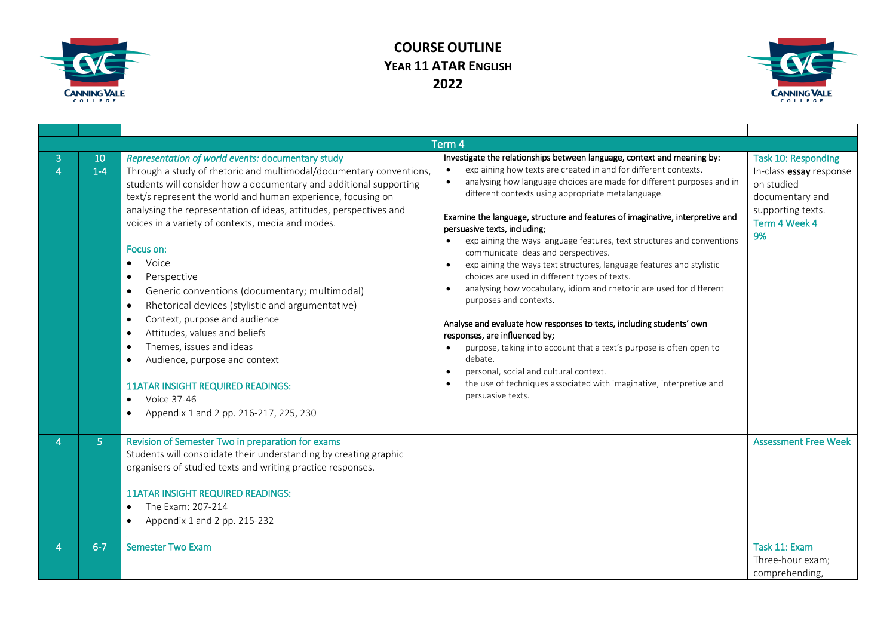# COURSE OUTLINE
## YEAR 11 ATAR ENGLISH
## 2022

| | | | | |
|---|---|---|---|---|
| **Term 4** | | | | |
| 3<br>4 | 10<br>1-4 | *Representation of world events:* documentary study<br>Through a study of rhetoric and multimodal/documentary conventions, students will consider how a documentary and additional supporting text/s represent the world and human experience, focusing on analysing the representation of ideas, attitudes, perspectives and voices in a variety of contexts, media and modes.<br><br>Focus on:<br>• Voice<br>• Perspective<br>• Generic conventions (documentary; multimodal)<br>• Rhetorical devices (stylistic and argumentative)<br>• Context, purpose and audience<br>• Attitudes, values and beliefs<br>• Themes, issues and ideas<br>• Audience, purpose and context<br><br>11ATAR INSIGHT REQUIRED READINGS:<br>• Voice 37-46<br>• Appendix 1 and 2 pp. 216-217, 225, 230 | Investigate the relationships between language, context and meaning by:<br>• explaining how texts are created in and for different contexts.<br>• analysing how language choices are made for different purposes and in different contexts using appropriate metalanguage.<br><br>Examine the language, structure and features of imaginative, interpretive and persuasive texts, including;<br>• explaining the ways language features, text structures and conventions communicate ideas and perspectives.<br>• explaining the ways text structures, language features and stylistic choices are used in different types of texts.<br>• analysing how vocabulary, idiom and rhetoric are used for different purposes and contexts.<br><br>Analyse and evaluate how responses to texts, including students' own responses, are influenced by;<br>• purpose, taking into account that a text's purpose is often open to debate.<br>• personal, social and cultural context.<br>• the use of techniques associated with imaginative, interpretive and persuasive texts. | Task 10: Responding<br>In-class **essay** response on studied documentary and supporting texts.<br>Term 4 Week 4<br>9% |
| 4 | 5 | Revision of Semester Two in preparation for exams<br>Students will consolidate their understanding by creating graphic organisers of studied texts and writing practice responses.<br><br>11ATAR INSIGHT REQUIRED READINGS:<br>• The Exam: 207-214<br>• Appendix 1 and 2 pp. 215-232 | | Assessment Free Week |
| 4 | 6-7 | Semester Two Exam | | Task 11: Exam<br>Three-hour exam; comprehending, |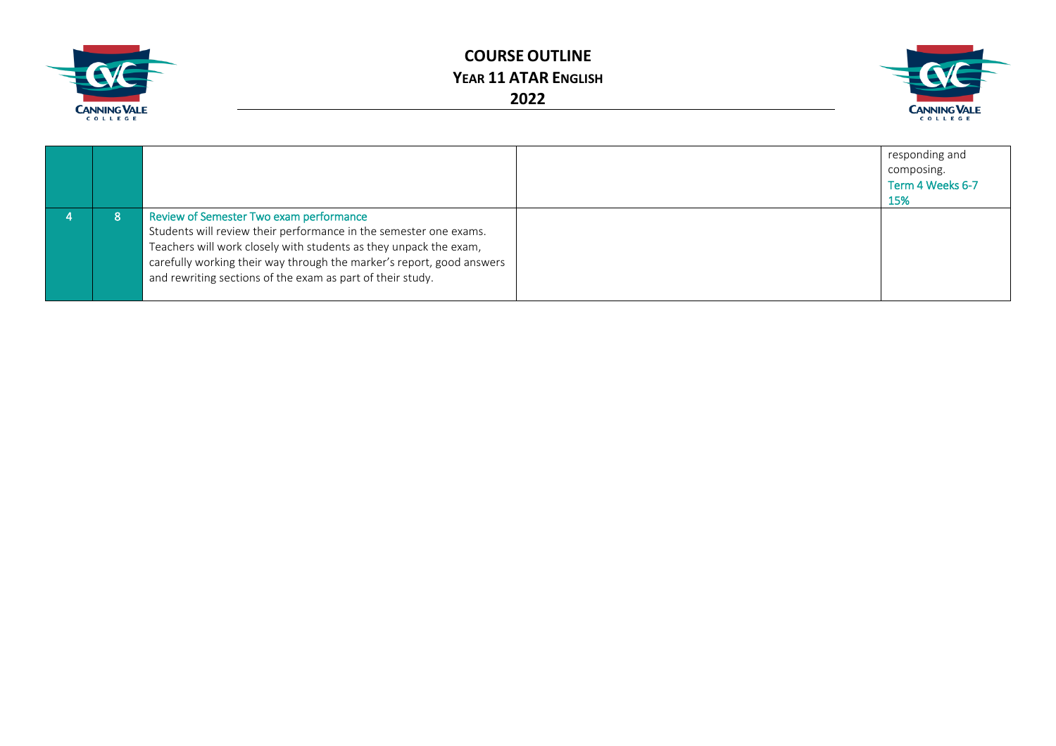| | | | | |
|---|---|---|---|---|
| | | | | responding and composing. Term 4 Weeks 6-7 15% |
| 4 | 8 | Review of Semester Two exam performance Students will review their performance in the semester one exams. Teachers will work closely with students as they unpack the exam, carefully working their way through the marker's report, good answers and rewriting sections of the exam as part of their study. | | |